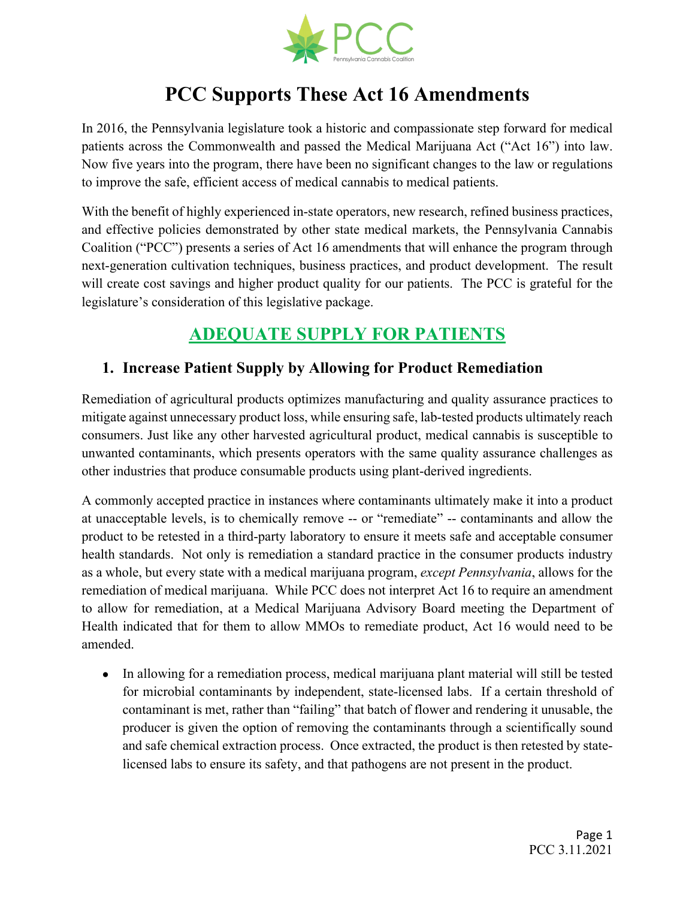# PCC Supports These Act 16 Amendments

In 2016, the Pennsylvania legislature took a historic and compassionate step forward for medical patients across the Commonwealth and passed the Medical Marijuana Act ("Act 16") into law. Now five years into the program, there have been no significant changes to the law or regulations to improve the safe, efficient access of medical cannabis to medical patients.

With the benefit of highly experienced in-state operators, new research, refined business practices, and effective policies demonstrated by other state medical markets, the Pennsylvania Cannabis Coalition ("PCC") presents a series of Act 16 amendments that will enhance the program through next-generation cultivation techniques, business practices, and product development. The result will create cost savings and higher product quality for our patients. The PCC is grateful for the legislature's consideration of this legislative package.

## ADEQUATE SUPPLY FOR PATIENTS

### 1. Increase Patient Supply by Allowing for Product Remediation

Remediation of agricultural products optimizes manufacturing and quality assurance practices to mitigate against unnecessary product loss, while ensuring safe, lab-tested products ultimately reach consumers. Just like any other harvested agricultural product, medical cannabis is susceptible to unwanted contaminants, which presents operators with the same quality assurance challenges as other industries that produce consumable products using plant-derived ingredients.

A commonly accepted practice in instances where contaminants ultimately make it into a product at unacceptable levels, is to chemically remove -- or "remediate" -- contaminants and allow the product to be retested in a third-party laboratory to ensure it meets safe and acceptable consumer health standards. Not only is remediation a standard practice in the consumer products industry as a whole, but every state with a medical marijuana program, *except Pennsylvania*, allows for the remediation of medical marijuana. While PCC does not interpret Act 16 to require an amendment to allow for remediation, at a Medical Marijuana Advisory Board meeting the Department of Health indicated that for them to allow MMOs to remediate product, Act 16 would need to be amended.

- In allowing for a remediation process, medical marijuana plant material will still be tested for microbial contaminants by independent, state-licensed labs. If a certain threshold of contaminant is met, rather than "failing" that batch of flower and rendering it unusable, the producer is given the option of removing the contaminants through a scientifically sound and safe chemical extraction process. Once extracted, the product is then retested by state-licensed labs to ensure its safety, and that pathogens are not present in the product.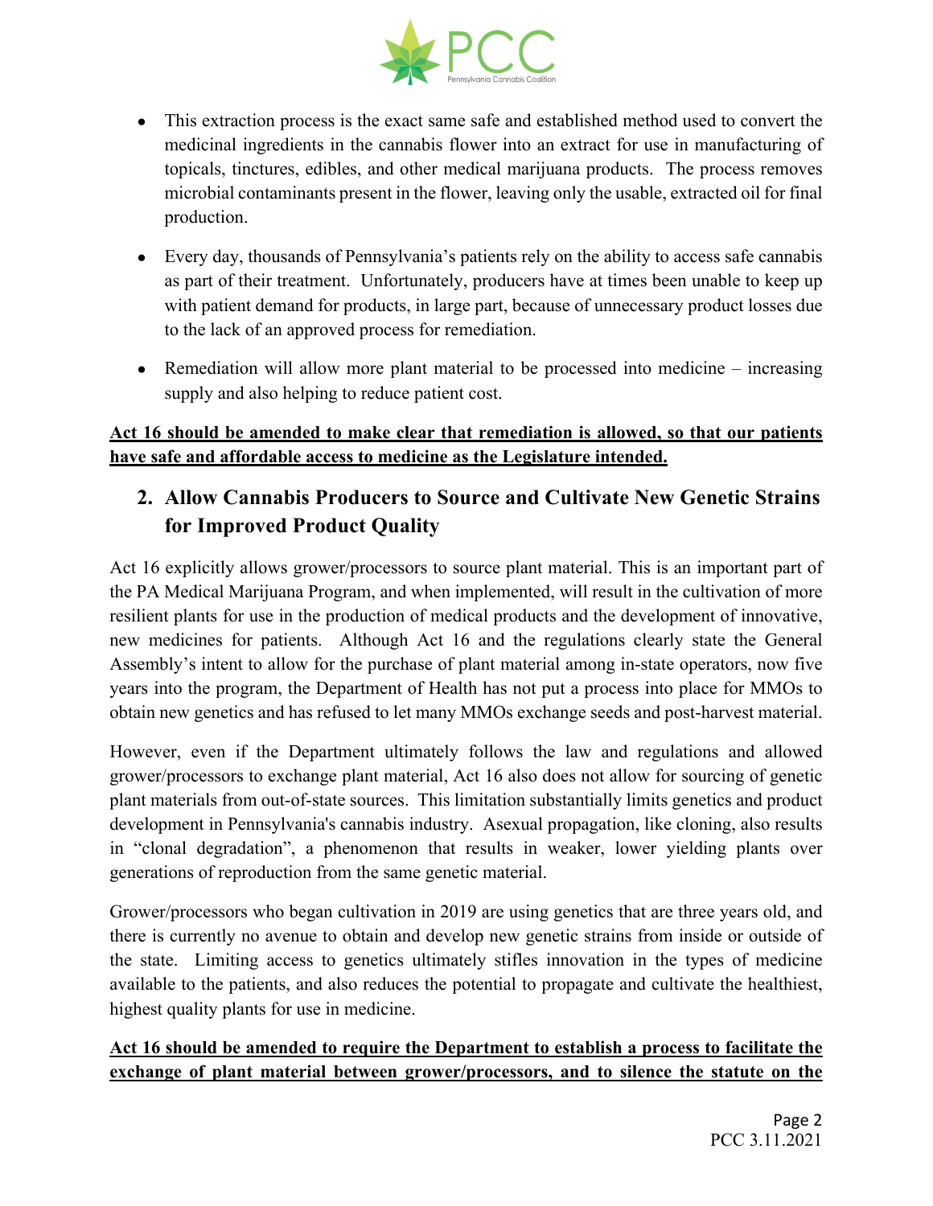- This extraction process is the exact same safe and established method used to convert the medicinal ingredients in the cannabis flower into an extract for use in manufacturing of topicals, tinctures, edibles, and other medical marijuana products. The process removes microbial contaminants present in the flower, leaving only the usable, extracted oil for final production.

- Every day, thousands of Pennsylvania's patients rely on the ability to access safe cannabis as part of their treatment. Unfortunately, producers have at times been unable to keep up with patient demand for products, in large part, because of unnecessary product losses due to the lack of an approved process for remediation.

- Remediation will allow more plant material to be processed into medicine – increasing supply and also helping to reduce patient cost.

**Act 16 should be amended to make clear that remediation is allowed, so that our patients have safe and affordable access to medicine as the Legislature intended.**

## 2. Allow Cannabis Producers to Source and Cultivate New Genetic Strains for Improved Product Quality

Act 16 explicitly allows grower/processors to source plant material. This is an important part of the PA Medical Marijuana Program, and when implemented, will result in the cultivation of more resilient plants for use in the production of medical products and the development of innovative, new medicines for patients. Although Act 16 and the regulations clearly state the General Assembly's intent to allow for the purchase of plant material among in-state operators, now five years into the program, the Department of Health has not put a process into place for MMOs to obtain new genetics and has refused to let many MMOs exchange seeds and post-harvest material.

However, even if the Department ultimately follows the law and regulations and allowed grower/processors to exchange plant material, Act 16 also does not allow for sourcing of genetic plant materials from out-of-state sources. This limitation substantially limits genetics and product development in Pennsylvania's cannabis industry. Asexual propagation, like cloning, also results in "clonal degradation", a phenomenon that results in weaker, lower yielding plants over generations of reproduction from the same genetic material.

Grower/processors who began cultivation in 2019 are using genetics that are three years old, and there is currently no avenue to obtain and develop new genetic strains from inside or outside of the state. Limiting access to genetics ultimately stifles innovation in the types of medicine available to the patients, and also reduces the potential to propagate and cultivate the healthiest, highest quality plants for use in medicine.

**Act 16 should be amended to require the Department to establish a process to facilitate the exchange of plant material between grower/processors, and to silence the statute on the**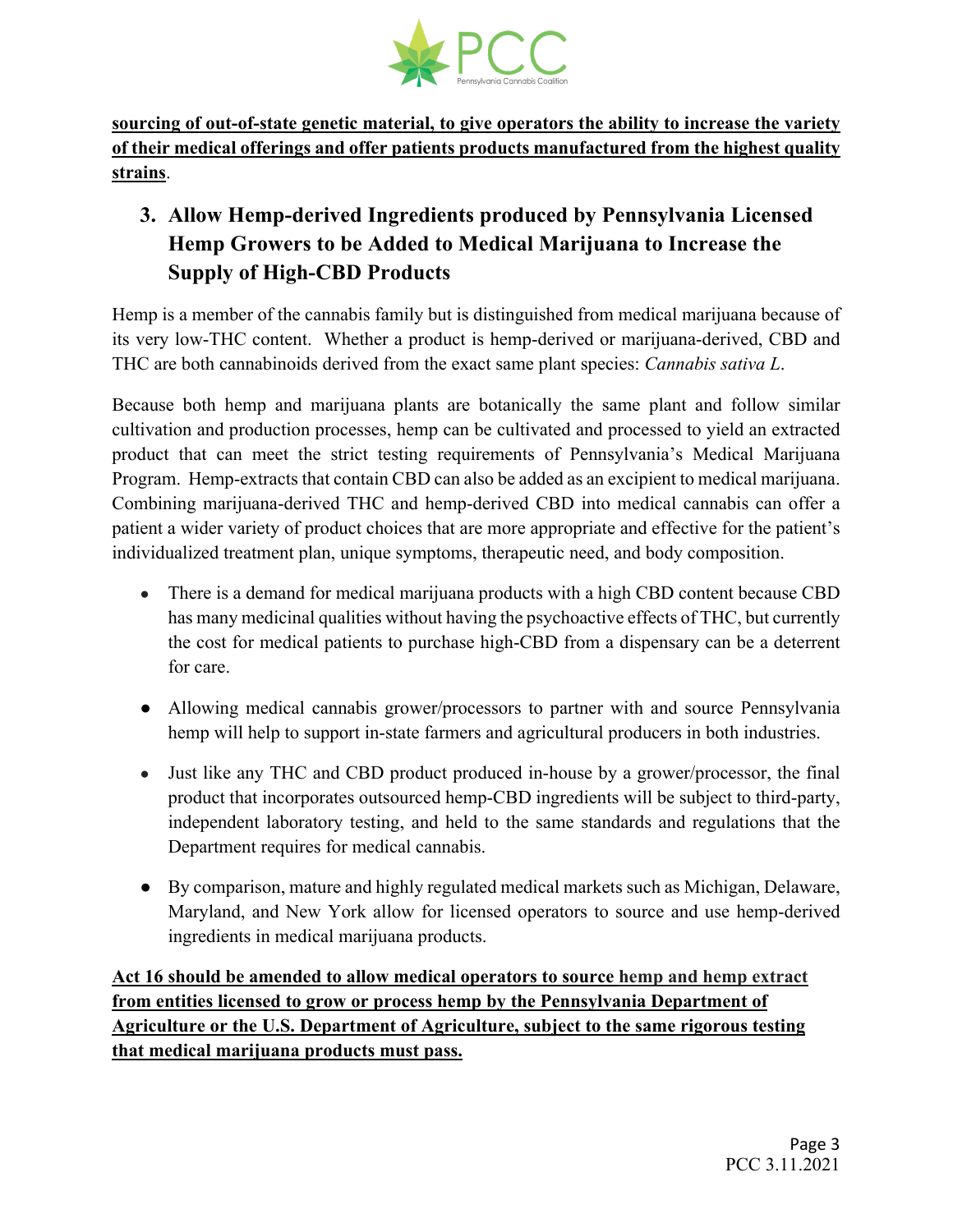**sourcing of out-of-state genetic material, to give operators the ability to increase the variety of their medical offerings and offer patients products manufactured from the highest quality strains**.

## 3. Allow Hemp-derived Ingredients produced by Pennsylvania Licensed Hemp Growers to be Added to Medical Marijuana to Increase the Supply of High-CBD Products

Hemp is a member of the cannabis family but is distinguished from medical marijuana because of its very low-THC content. Whether a product is hemp-derived or marijuana-derived, CBD and THC are both cannabinoids derived from the exact same plant species: *Cannabis sativa L*.

Because both hemp and marijuana plants are botanically the same plant and follow similar cultivation and production processes, hemp can be cultivated and processed to yield an extracted product that can meet the strict testing requirements of Pennsylvania's Medical Marijuana Program. Hemp-extracts that contain CBD can also be added as an excipient to medical marijuana. Combining marijuana-derived THC and hemp-derived CBD into medical cannabis can offer a patient a wider variety of product choices that are more appropriate and effective for the patient's individualized treatment plan, unique symptoms, therapeutic need, and body composition.

- There is a demand for medical marijuana products with a high CBD content because CBD has many medicinal qualities without having the psychoactive effects of THC, but currently the cost for medical patients to purchase high-CBD from a dispensary can be a deterrent for care.
- Allowing medical cannabis grower/processors to partner with and source Pennsylvania hemp will help to support in-state farmers and agricultural producers in both industries.
- Just like any THC and CBD product produced in-house by a grower/processor, the final product that incorporates outsourced hemp-CBD ingredients will be subject to third-party, independent laboratory testing, and held to the same standards and regulations that the Department requires for medical cannabis.
- By comparison, mature and highly regulated medical markets such as Michigan, Delaware, Maryland, and New York allow for licensed operators to source and use hemp-derived ingredients in medical marijuana products.

**Act 16 should be amended to allow medical operators to source hemp and hemp extract from entities licensed to grow or process hemp by the Pennsylvania Department of Agriculture or the U.S. Department of Agriculture, subject to the same rigorous testing that medical marijuana products must pass.**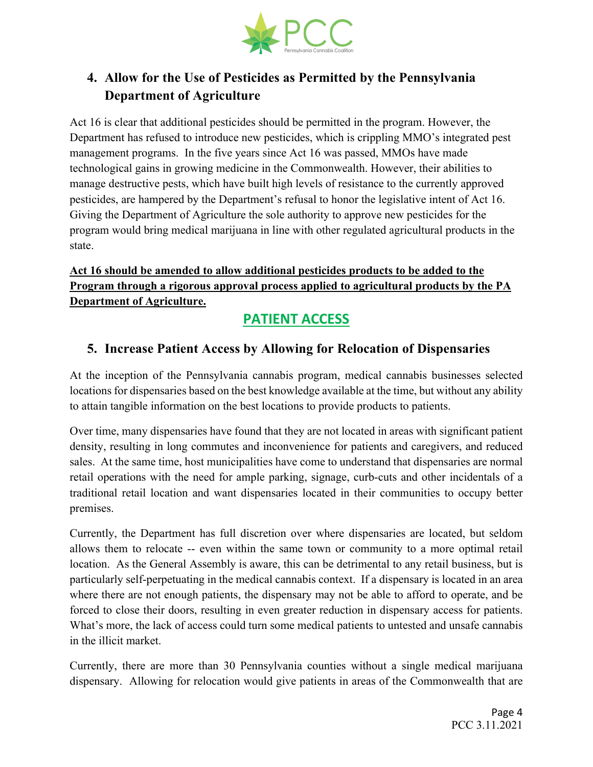## 4. Allow for the Use of Pesticides as Permitted by the Pennsylvania Department of Agriculture

Act 16 is clear that additional pesticides should be permitted in the program. However, the Department has refused to introduce new pesticides, which is crippling MMO's integrated pest management programs. In the five years since Act 16 was passed, MMOs have made technological gains in growing medicine in the Commonwealth. However, their abilities to manage destructive pests, which have built high levels of resistance to the currently approved pesticides, are hampered by the Department's refusal to honor the legislative intent of Act 16. Giving the Department of Agriculture the sole authority to approve new pesticides for the program would bring medical marijuana in line with other regulated agricultural products in the state.

**Act 16 should be amended to allow additional pesticides products to be added to the Program through a rigorous approval process applied to agricultural products by the PA Department of Agriculture.**

# PATIENT ACCESS

## 5. Increase Patient Access by Allowing for Relocation of Dispensaries

At the inception of the Pennsylvania cannabis program, medical cannabis businesses selected locations for dispensaries based on the best knowledge available at the time, but without any ability to attain tangible information on the best locations to provide products to patients.

Over time, many dispensaries have found that they are not located in areas with significant patient density, resulting in long commutes and inconvenience for patients and caregivers, and reduced sales. At the same time, host municipalities have come to understand that dispensaries are normal retail operations with the need for ample parking, signage, curb-cuts and other incidentals of a traditional retail location and want dispensaries located in their communities to occupy better premises.

Currently, the Department has full discretion over where dispensaries are located, but seldom allows them to relocate -- even within the same town or community to a more optimal retail location. As the General Assembly is aware, this can be detrimental to any retail business, but is particularly self-perpetuating in the medical cannabis context. If a dispensary is located in an area where there are not enough patients, the dispensary may not be able to afford to operate, and be forced to close their doors, resulting in even greater reduction in dispensary access for patients. What's more, the lack of access could turn some medical patients to untested and unsafe cannabis in the illicit market.

Currently, there are more than 30 Pennsylvania counties without a single medical marijuana dispensary. Allowing for relocation would give patients in areas of the Commonwealth that are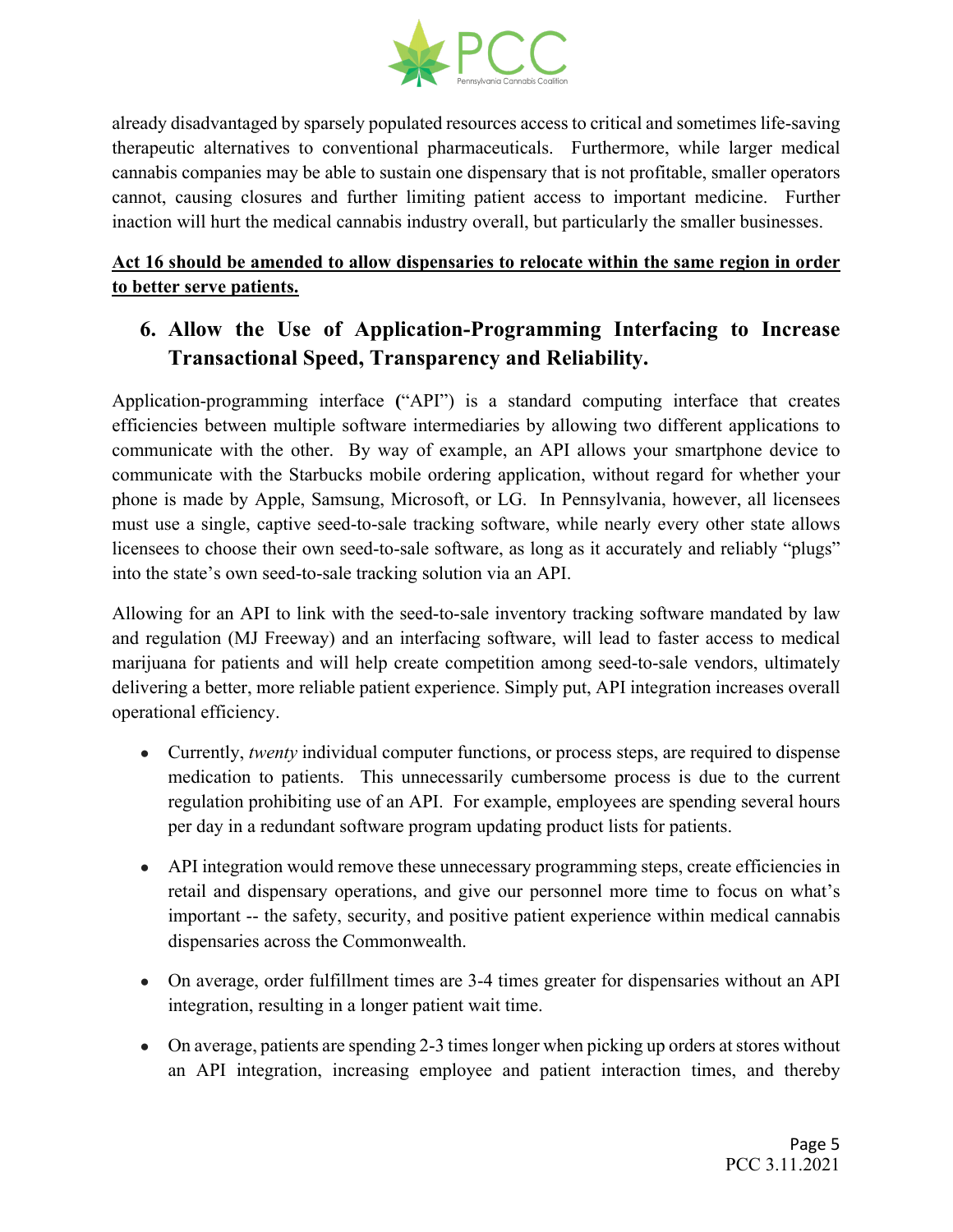already disadvantaged by sparsely populated resources access to critical and sometimes life-saving therapeutic alternatives to conventional pharmaceuticals. Furthermore, while larger medical cannabis companies may be able to sustain one dispensary that is not profitable, smaller operators cannot, causing closures and further limiting patient access to important medicine. Further inaction will hurt the medical cannabis industry overall, but particularly the smaller businesses.

**Act 16 should be amended to allow dispensaries to relocate within the same region in order to better serve patients.**

## 6. Allow the Use of Application-Programming Interfacing to Increase Transactional Speed, Transparency and Reliability.

Application-programming interface ("API") is a standard computing interface that creates efficiencies between multiple software intermediaries by allowing two different applications to communicate with the other. By way of example, an API allows your smartphone device to communicate with the Starbucks mobile ordering application, without regard for whether your phone is made by Apple, Samsung, Microsoft, or LG. In Pennsylvania, however, all licensees must use a single, captive seed-to-sale tracking software, while nearly every other state allows licensees to choose their own seed-to-sale software, as long as it accurately and reliably "plugs" into the state's own seed-to-sale tracking solution via an API.

Allowing for an API to link with the seed-to-sale inventory tracking software mandated by law and regulation (MJ Freeway) and an interfacing software, will lead to faster access to medical marijuana for patients and will help create competition among seed-to-sale vendors, ultimately delivering a better, more reliable patient experience. Simply put, API integration increases overall operational efficiency.

- Currently, *twenty* individual computer functions, or process steps, are required to dispense medication to patients. This unnecessarily cumbersome process is due to the current regulation prohibiting use of an API. For example, employees are spending several hours per day in a redundant software program updating product lists for patients.
- API integration would remove these unnecessary programming steps, create efficiencies in retail and dispensary operations, and give our personnel more time to focus on what's important -- the safety, security, and positive patient experience within medical cannabis dispensaries across the Commonwealth.
- On average, order fulfillment times are 3-4 times greater for dispensaries without an API integration, resulting in a longer patient wait time.
- On average, patients are spending 2-3 times longer when picking up orders at stores without an API integration, increasing employee and patient interaction times, and thereby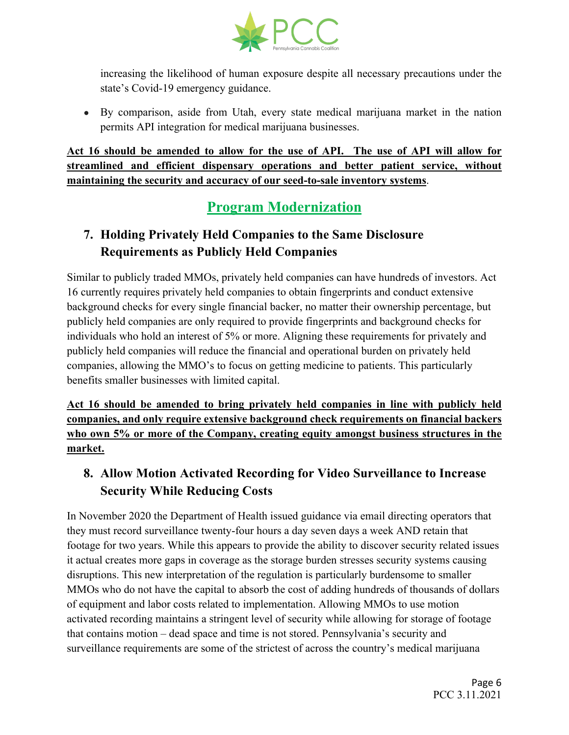increasing the likelihood of human exposure despite all necessary precautions under the state's Covid-19 emergency guidance.

- By comparison, aside from Utah, every state medical marijuana market in the nation permits API integration for medical marijuana businesses.

**Act 16 should be amended to allow for the use of API. The use of API will allow for streamlined and efficient dispensary operations and better patient service, without maintaining the security and accuracy of our seed-to-sale inventory systems**.

## Program Modernization

### 7. Holding Privately Held Companies to the Same Disclosure Requirements as Publicly Held Companies

Similar to publicly traded MMOs, privately held companies can have hundreds of investors. Act 16 currently requires privately held companies to obtain fingerprints and conduct extensive background checks for every single financial backer, no matter their ownership percentage, but publicly held companies are only required to provide fingerprints and background checks for individuals who hold an interest of 5% or more. Aligning these requirements for privately and publicly held companies will reduce the financial and operational burden on privately held companies, allowing the MMO's to focus on getting medicine to patients. This particularly benefits smaller businesses with limited capital.

**Act 16 should be amended to bring privately held companies in line with publicly held companies, and only require extensive background check requirements on financial backers who own 5% or more of the Company, creating equity amongst business structures in the market.**

### 8. Allow Motion Activated Recording for Video Surveillance to Increase Security While Reducing Costs

In November 2020 the Department of Health issued guidance via email directing operators that they must record surveillance twenty-four hours a day seven days a week AND retain that footage for two years. While this appears to provide the ability to discover security related issues it actual creates more gaps in coverage as the storage burden stresses security systems causing disruptions. This new interpretation of the regulation is particularly burdensome to smaller MMOs who do not have the capital to absorb the cost of adding hundreds of thousands of dollars of equipment and labor costs related to implementation. Allowing MMOs to use motion activated recording maintains a stringent level of security while allowing for storage of footage that contains motion – dead space and time is not stored. Pennsylvania's security and surveillance requirements are some of the strictest of across the country's medical marijuana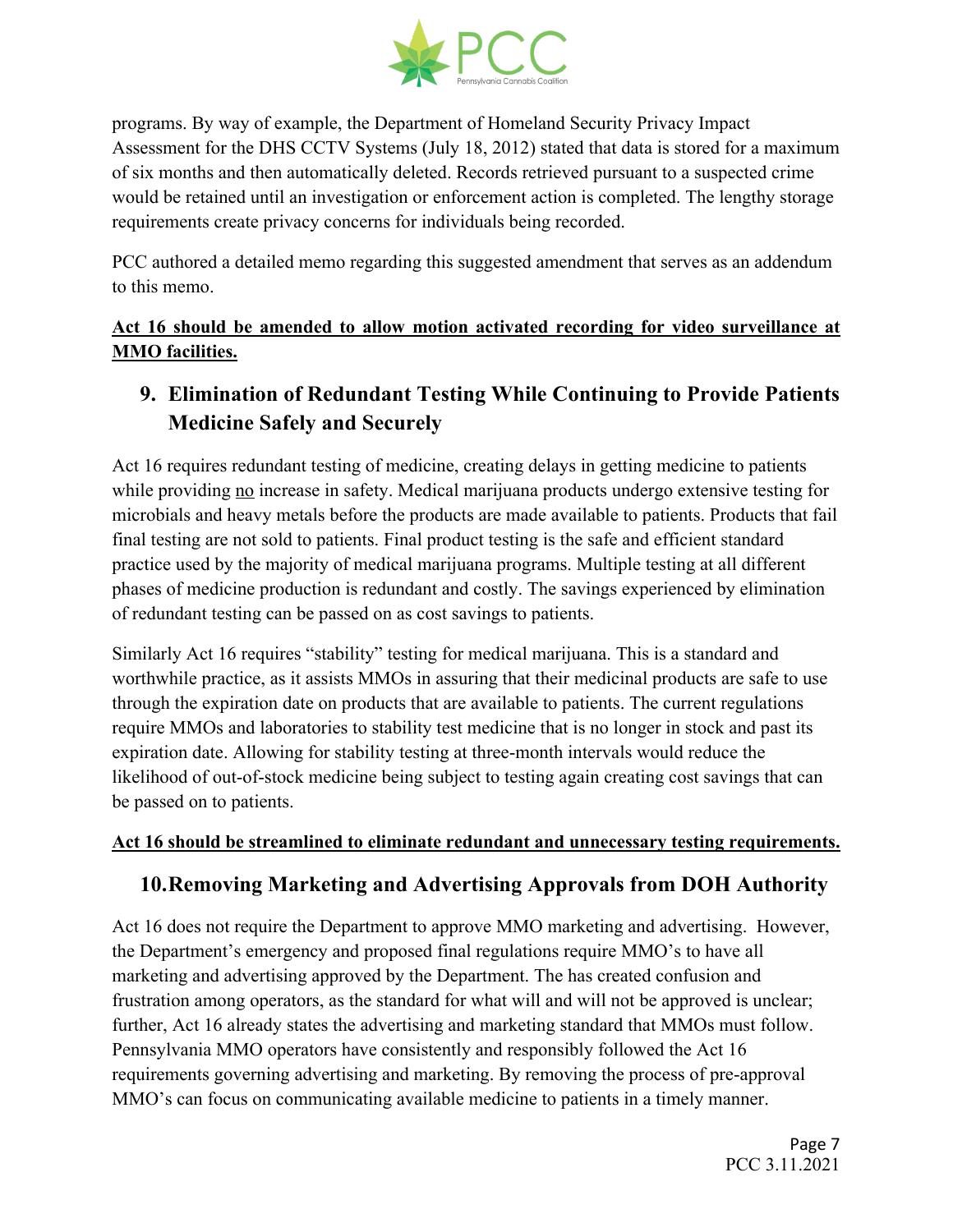programs. By way of example, the Department of Homeland Security Privacy Impact Assessment for the DHS CCTV Systems (July 18, 2012) stated that data is stored for a maximum of six months and then automatically deleted. Records retrieved pursuant to a suspected crime would be retained until an investigation or enforcement action is completed. The lengthy storage requirements create privacy concerns for individuals being recorded.

PCC authored a detailed memo regarding this suggested amendment that serves as an addendum to this memo.

**Act 16 should be amended to allow motion activated recording for video surveillance at MMO facilities.**

## 9. Elimination of Redundant Testing While Continuing to Provide Patients Medicine Safely and Securely

Act 16 requires redundant testing of medicine, creating delays in getting medicine to patients while providing no increase in safety. Medical marijuana products undergo extensive testing for microbials and heavy metals before the products are made available to patients. Products that fail final testing are not sold to patients. Final product testing is the safe and efficient standard practice used by the majority of medical marijuana programs. Multiple testing at all different phases of medicine production is redundant and costly. The savings experienced by elimination of redundant testing can be passed on as cost savings to patients.

Similarly Act 16 requires "stability" testing for medical marijuana. This is a standard and worthwhile practice, as it assists MMOs in assuring that their medicinal products are safe to use through the expiration date on products that are available to patients. The current regulations require MMOs and laboratories to stability test medicine that is no longer in stock and past its expiration date. Allowing for stability testing at three-month intervals would reduce the likelihood of out-of-stock medicine being subject to testing again creating cost savings that can be passed on to patients.

**Act 16 should be streamlined to eliminate redundant and unnecessary testing requirements.**

## 10. Removing Marketing and Advertising Approvals from DOH Authority

Act 16 does not require the Department to approve MMO marketing and advertising. However, the Department's emergency and proposed final regulations require MMO's to have all marketing and advertising approved by the Department. The has created confusion and frustration among operators, as the standard for what will and will not be approved is unclear; further, Act 16 already states the advertising and marketing standard that MMOs must follow. Pennsylvania MMO operators have consistently and responsibly followed the Act 16 requirements governing advertising and marketing. By removing the process of pre-approval MMO's can focus on communicating available medicine to patients in a timely manner.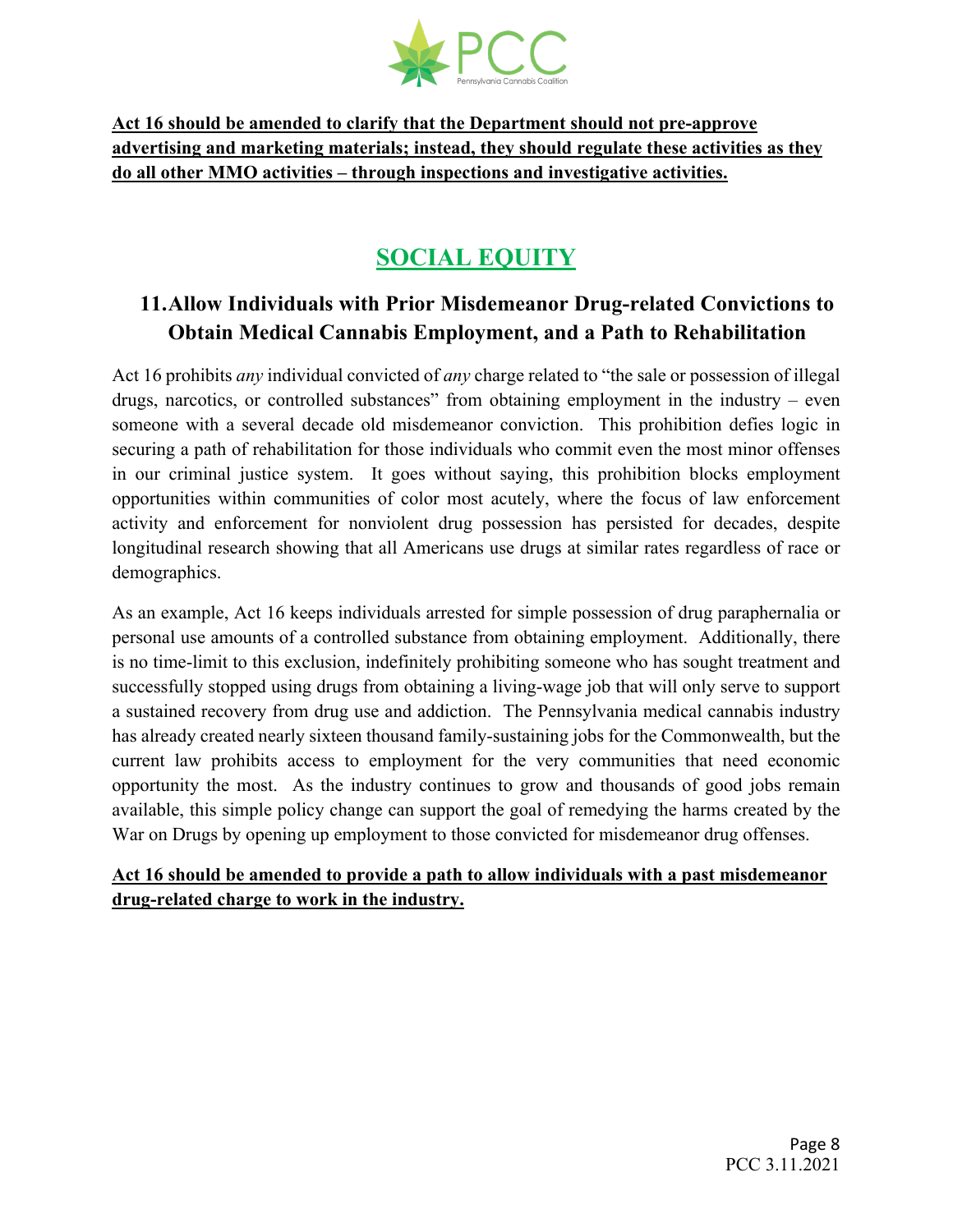**Act 16 should be amended to clarify that the Department should not pre-approve advertising and marketing materials; instead, they should regulate these activities as they do all other MMO activities – through inspections and investigative activities.**

## SOCIAL EQUITY

### 11. Allow Individuals with Prior Misdemeanor Drug-related Convictions to Obtain Medical Cannabis Employment, and a Path to Rehabilitation

Act 16 prohibits *any* individual convicted of *any* charge related to "the sale or possession of illegal drugs, narcotics, or controlled substances" from obtaining employment in the industry – even someone with a several decade old misdemeanor conviction. This prohibition defies logic in securing a path of rehabilitation for those individuals who commit even the most minor offenses in our criminal justice system. It goes without saying, this prohibition blocks employment opportunities within communities of color most acutely, where the focus of law enforcement activity and enforcement for nonviolent drug possession has persisted for decades, despite longitudinal research showing that all Americans use drugs at similar rates regardless of race or demographics.

As an example, Act 16 keeps individuals arrested for simple possession of drug paraphernalia or personal use amounts of a controlled substance from obtaining employment. Additionally, there is no time-limit to this exclusion, indefinitely prohibiting someone who has sought treatment and successfully stopped using drugs from obtaining a living-wage job that will only serve to support a sustained recovery from drug use and addiction. The Pennsylvania medical cannabis industry has already created nearly sixteen thousand family-sustaining jobs for the Commonwealth, but the current law prohibits access to employment for the very communities that need economic opportunity the most. As the industry continues to grow and thousands of good jobs remain available, this simple policy change can support the goal of remedying the harms created by the War on Drugs by opening up employment to those convicted for misdemeanor drug offenses.

**Act 16 should be amended to provide a path to allow individuals with a past misdemeanor drug-related charge to work in the industry.**